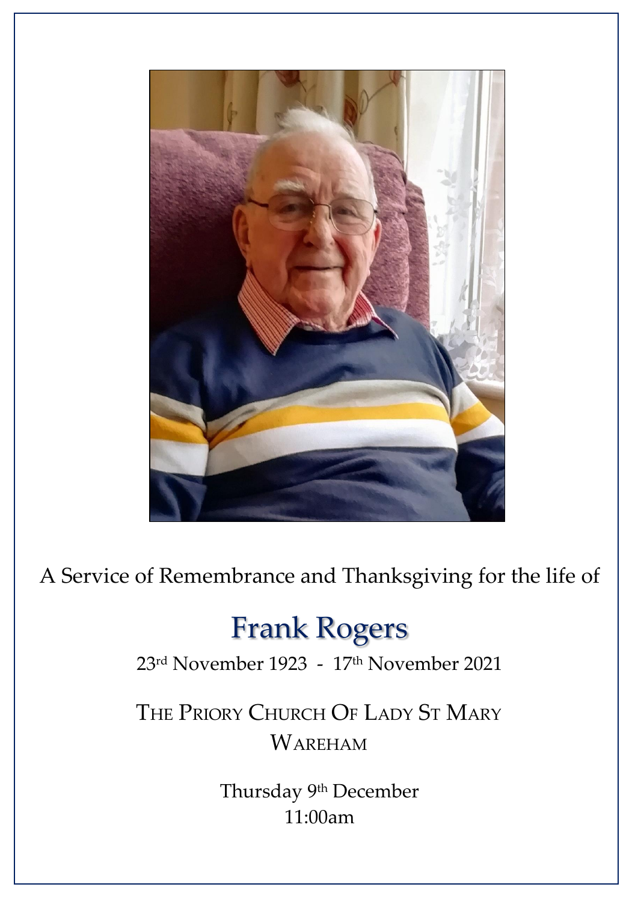A Service of Remembrance and Thanksgiving for the life of

# Frank Rogers

23rd November 1923 - 17th November 2021

THE PRIORY CHURCH OF LADY ST MARY
WAREHAM

Thursday 9th December
11:00am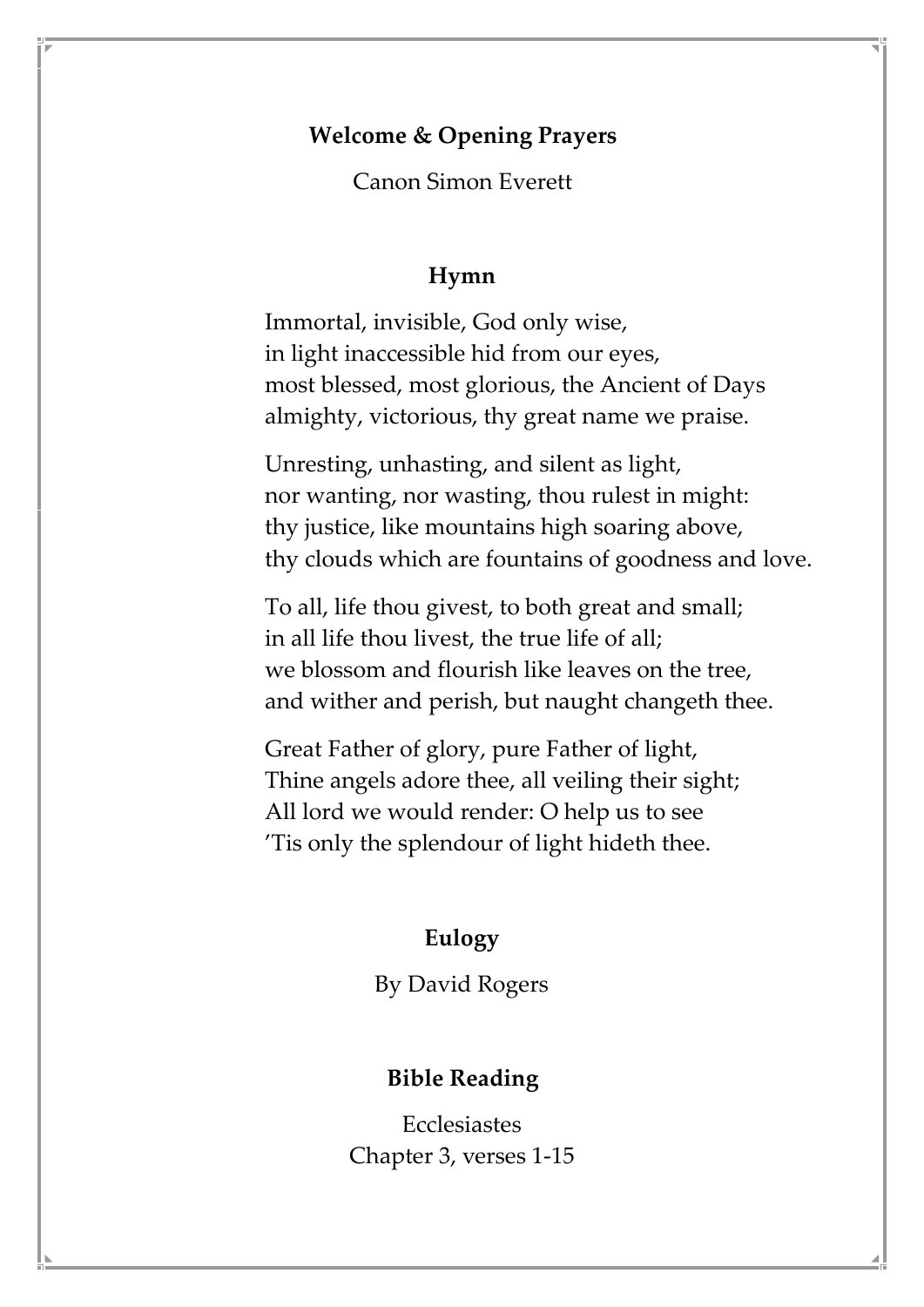**Welcome & Opening Prayers**

Canon Simon Everett

**Hymn**

Immortal, invisible, God only wise,
in light inaccessible hid from our eyes,
most blessed, most glorious, the Ancient of Days
almighty, victorious, thy great name we praise.

Unresting, unhasting, and silent as light,
nor wanting, nor wasting, thou rulest in might:
thy justice, like mountains high soaring above,
thy clouds which are fountains of goodness and love.

To all, life thou givest, to both great and small;
in all life thou livest, the true life of all;
we blossom and flourish like leaves on the tree,
and wither and perish, but naught changeth thee.

Great Father of glory, pure Father of light,
Thine angels adore thee, all veiling their sight;
All lord we would render: O help us to see
'Tis only the splendour of light hideth thee.

**Eulogy**

By David Rogers

**Bible Reading**

Ecclesiastes
Chapter 3, verses 1-15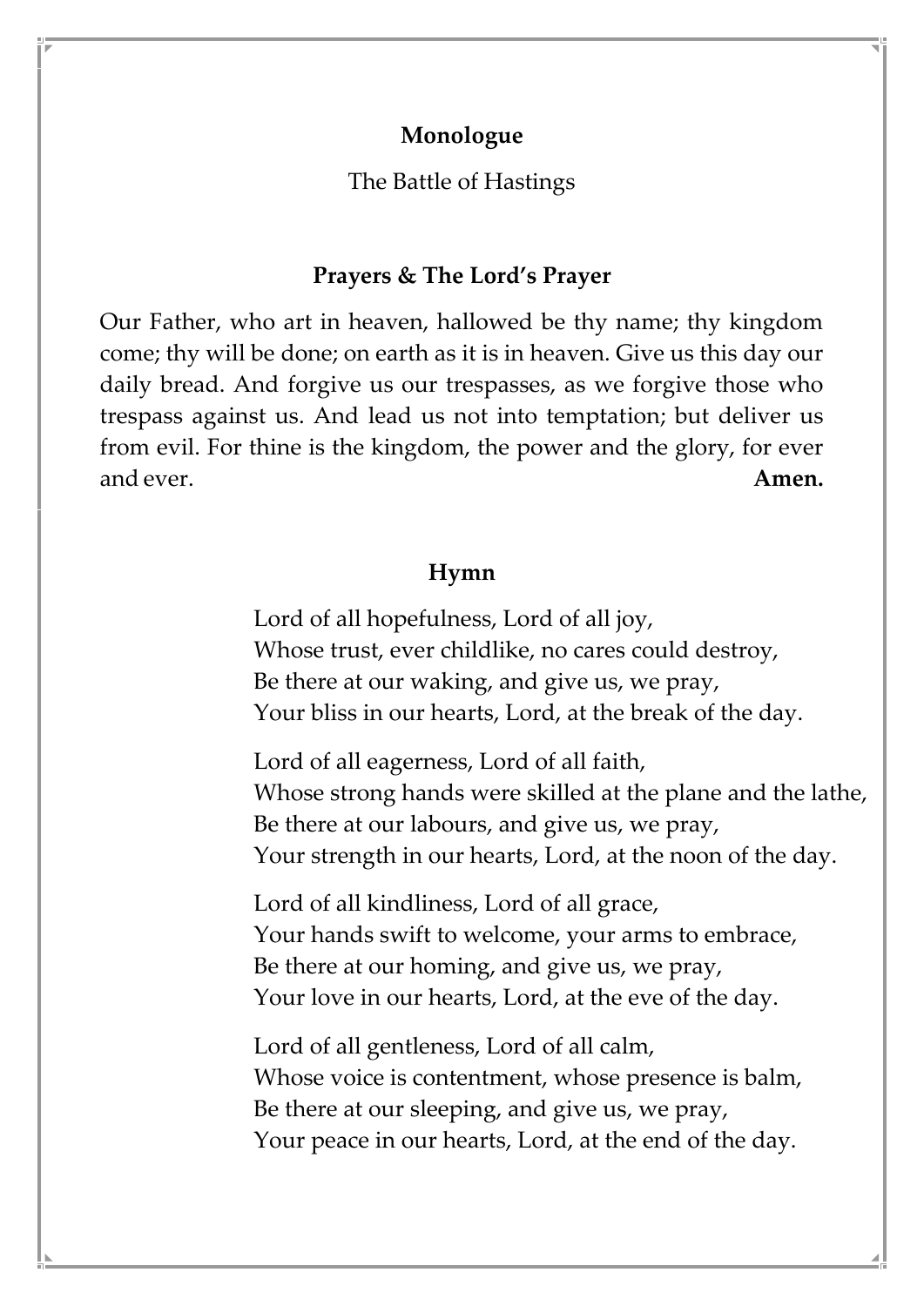**Monologue**

The Battle of Hastings

**Prayers & The Lord's Prayer**

Our Father, who art in heaven, hallowed be thy name; thy kingdom come; thy will be done; on earth as it is in heaven. Give us this day our daily bread. And forgive us our trespasses, as we forgive those who trespass against us. And lead us not into temptation; but deliver us from evil. For thine is the kingdom, the power and the glory, for ever and ever. **Amen.**

**Hymn**

Lord of all hopefulness, Lord of all joy,
Whose trust, ever childlike, no cares could destroy,
Be there at our waking, and give us, we pray,
Your bliss in our hearts, Lord, at the break of the day.

Lord of all eagerness, Lord of all faith,
Whose strong hands were skilled at the plane and the lathe,
Be there at our labours, and give us, we pray,
Your strength in our hearts, Lord, at the noon of the day.

Lord of all kindliness, Lord of all grace,
Your hands swift to welcome, your arms to embrace,
Be there at our homing, and give us, we pray,
Your love in our hearts, Lord, at the eve of the day.

Lord of all gentleness, Lord of all calm,
Whose voice is contentment, whose presence is balm,
Be there at our sleeping, and give us, we pray,
Your peace in our hearts, Lord, at the end of the day.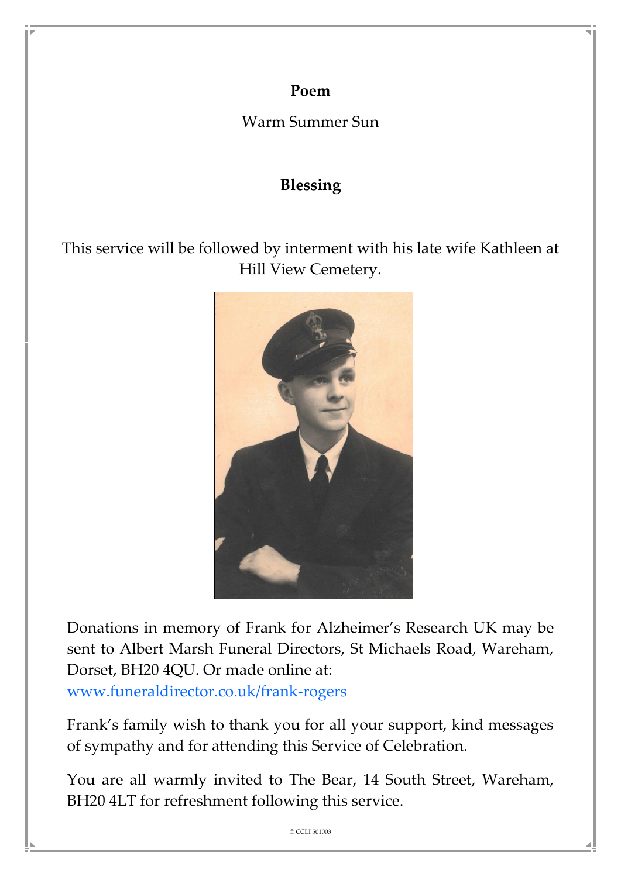**Poem**

Warm Summer Sun

**Blessing**

This service will be followed by interment with his late wife Kathleen at Hill View Cemetery.

Donations in memory of Frank for Alzheimer's Research UK may be sent to Albert Marsh Funeral Directors, St Michaels Road, Wareham, Dorset, BH20 4QU. Or made online at:
www.funeraldirector.co.uk/frank-rogers

Frank's family wish to thank you for all your support, kind messages of sympathy and for attending this Service of Celebration.

You are all warmly invited to The Bear, 14 South Street, Wareham, BH20 4LT for refreshment following this service.

© CCLI 501003